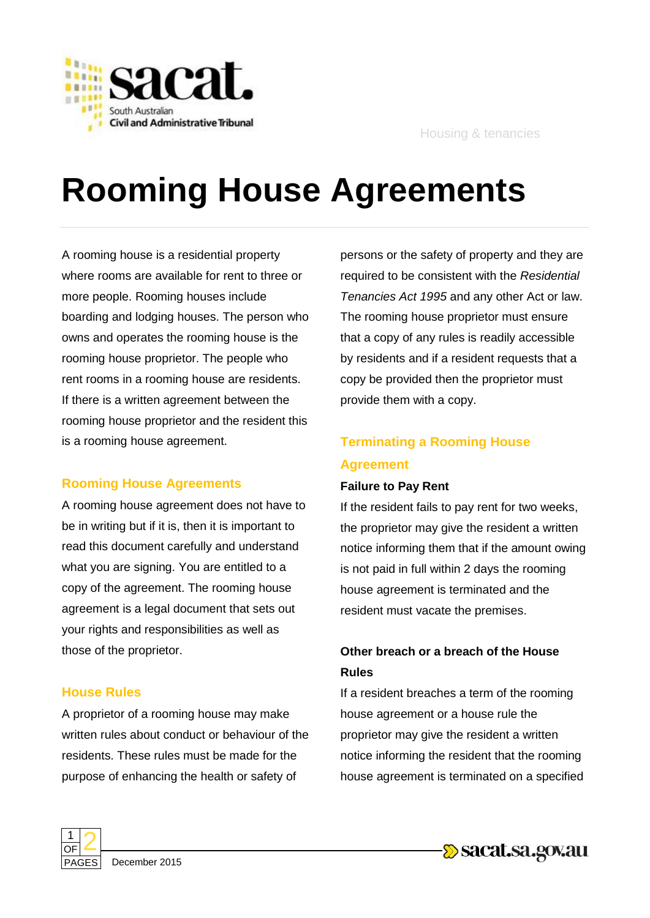Housing & tenancies

# Rooming House Agreements

A rooming house is a residential property where rooms are available for rent to three or more people. Rooming houses include boarding and lodging houses. The person who owns and operates the rooming house is the rooming house proprietor. The people who rent rooms in a rooming house are residents. If there is a written agreement between the rooming house proprietor and the resident this is a rooming house agreement.

## Rooming House Agreements

A rooming house agreement does not have to be in writing but if it is, then it is important to read this document carefully and understand what you are signing. You are entitled to a copy of the agreement. The rooming house agreement is a legal document that sets out your rights and responsibilities as well as those of the proprietor.

## House Rules

A proprietor of a rooming house may make written rules about conduct or behaviour of the residents. These rules must be made for the purpose of enhancing the health or safety of persons or the safety of property and they are required to be consistent with the *Residential Tenancies Act 1995* and any other Act or law. The rooming house proprietor must ensure that a copy of any rules is readily accessible by residents and if a resident requests that a copy be provided then the proprietor must provide them with a copy.

## Terminating a Rooming House Agreement

### Failure to Pay Rent

If the resident fails to pay rent for two weeks, the proprietor may give the resident a written notice informing them that if the amount owing is not paid in full within 2 days the rooming house agreement is terminated and the resident must vacate the premises.

### Other breach or a breach of the House Rules

If a resident breaches a term of the rooming house agreement or a house rule the proprietor may give the resident a written notice informing the resident that the rooming house agreement is terminated on a specified

December 2015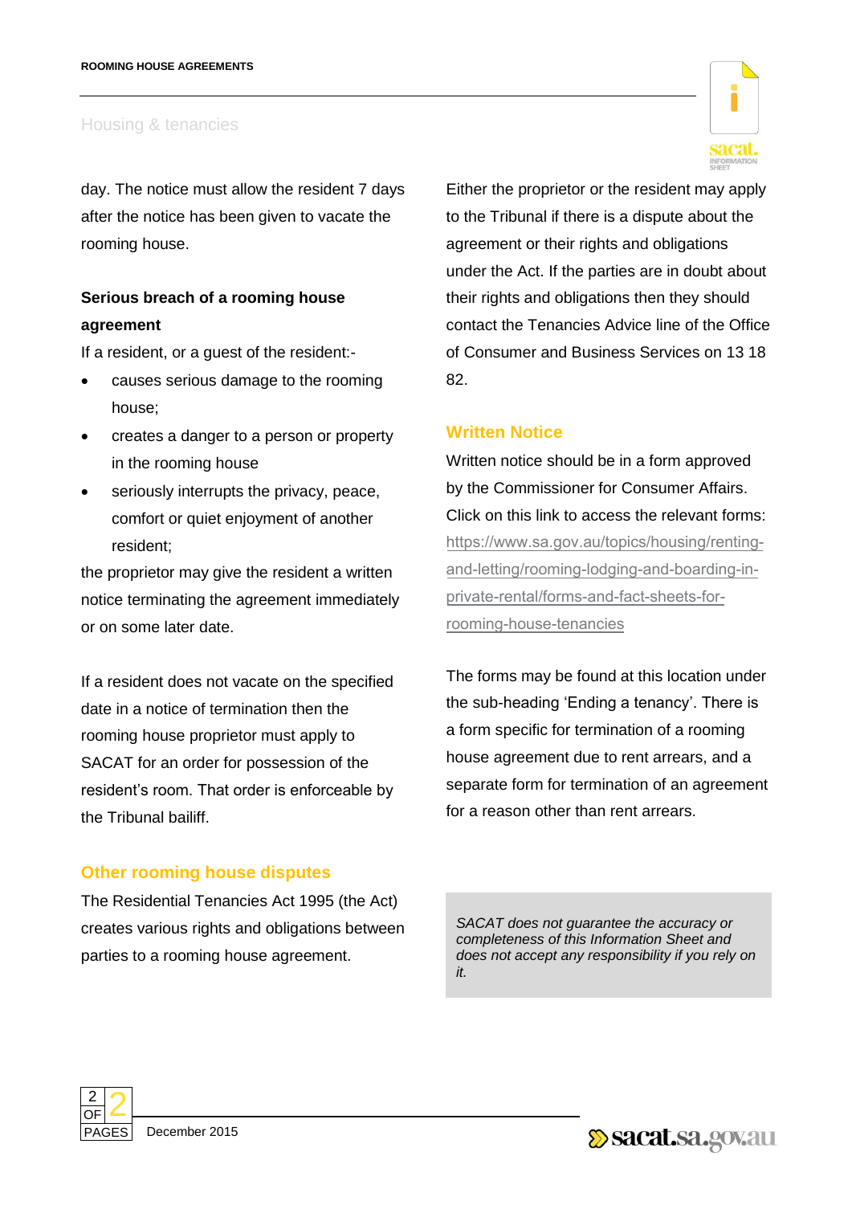day. The notice must allow the resident 7 days after the notice has been given to vacate the rooming house.

**Serious breach of a rooming house agreement**

If a resident, or a guest of the resident:-

- causes serious damage to the rooming house;
- creates a danger to a person or property in the rooming house
- seriously interrupts the privacy, peace, comfort or quiet enjoyment of another resident;

the proprietor may give the resident a written notice terminating the agreement immediately or on some later date.

If a resident does not vacate on the specified date in a notice of termination then the rooming house proprietor must apply to SACAT for an order for possession of the resident's room. That order is enforceable by the Tribunal bailiff.

## Other rooming house disputes

The Residential Tenancies Act 1995 (the Act) creates various rights and obligations between parties to a rooming house agreement.

Either the proprietor or the resident may apply to the Tribunal if there is a dispute about the agreement or their rights and obligations under the Act. If the parties are in doubt about their rights and obligations then they should contact the Tenancies Advice line of the Office of Consumer and Business Services on 13 18 82.

## Written Notice

Written notice should be in a form approved by the Commissioner for Consumer Affairs. Click on this link to access the relevant forms: https://www.sa.gov.au/topics/housing/renting-and-letting/rooming-lodging-and-boarding-in-private-rental/forms-and-fact-sheets-for-rooming-house-tenancies

The forms may be found at this location under the sub-heading 'Ending a tenancy'. There is a form specific for termination of a rooming house agreement due to rent arrears, and a separate form for termination of an agreement for a reason other than rent arrears.

*SACAT does not guarantee the accuracy or completeness of this Information Sheet and does not accept any responsibility if you rely on it.*